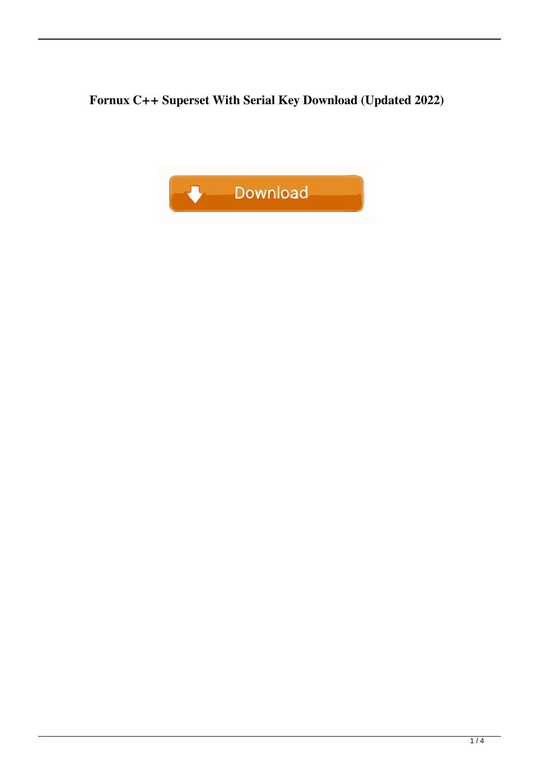# Fornux C++ Superset With Serial Key Download (Updated 2022)

Download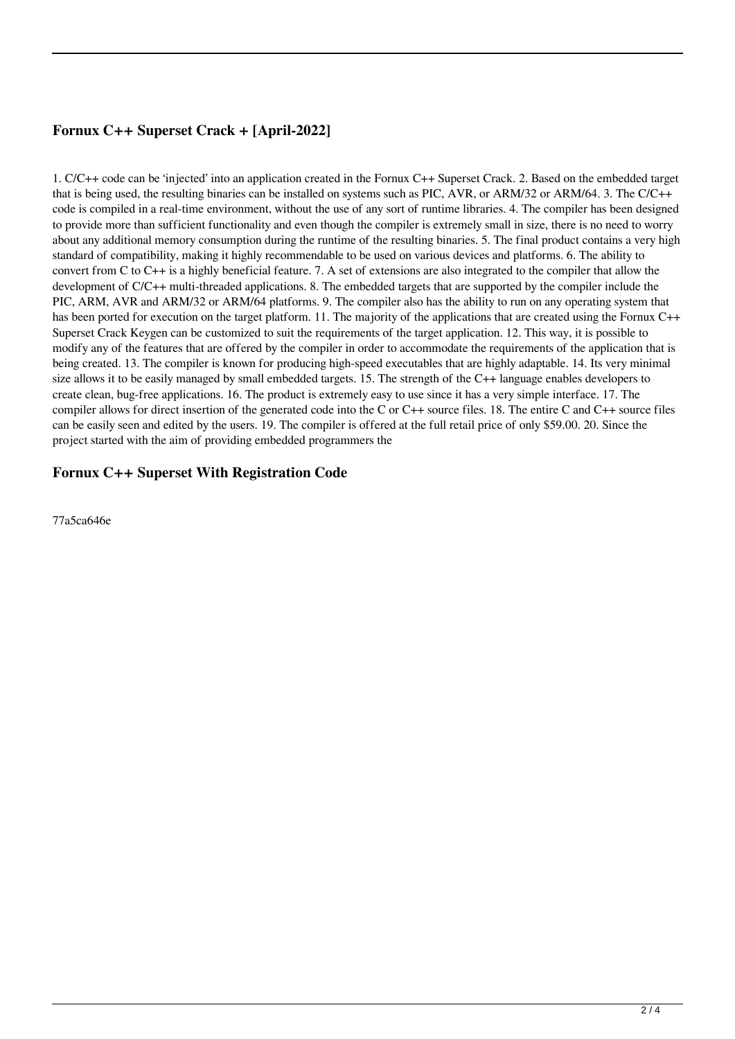## Fornux C++ Superset Crack + [April-2022]

1. C/C++ code can be 'injected' into an application created in the Fornux C++ Superset Crack. 2. Based on the embedded target that is being used, the resulting binaries can be installed on systems such as PIC, AVR, or ARM/32 or ARM/64. 3. The C/C++ code is compiled in a real-time environment, without the use of any sort of runtime libraries. 4. The compiler has been designed to provide more than sufficient functionality and even though the compiler is extremely small in size, there is no need to worry about any additional memory consumption during the runtime of the resulting binaries. 5. The final product contains a very high standard of compatibility, making it highly recommendable to be used on various devices and platforms. 6. The ability to convert from C to C++ is a highly beneficial feature. 7. A set of extensions are also integrated to the compiler that allow the development of C/C++ multi-threaded applications. 8. The embedded targets that are supported by the compiler include the PIC, ARM, AVR and ARM/32 or ARM/64 platforms. 9. The compiler also has the ability to run on any operating system that has been ported for execution on the target platform. 11. The majority of the applications that are created using the Fornux C++ Superset Crack Keygen can be customized to suit the requirements of the target application. 12. This way, it is possible to modify any of the features that are offered by the compiler in order to accommodate the requirements of the application that is being created. 13. The compiler is known for producing high-speed executables that are highly adaptable. 14. Its very minimal size allows it to be easily managed by small embedded targets. 15. The strength of the C++ language enables developers to create clean, bug-free applications. 16. The product is extremely easy to use since it has a very simple interface. 17. The compiler allows for direct insertion of the generated code into the C or C++ source files. 18. The entire C and C++ source files can be easily seen and edited by the users. 19. The compiler is offered at the full retail price of only $59.00. 20. Since the project started with the aim of providing embedded programmers the

## Fornux C++ Superset With Registration Code

77a5ca646e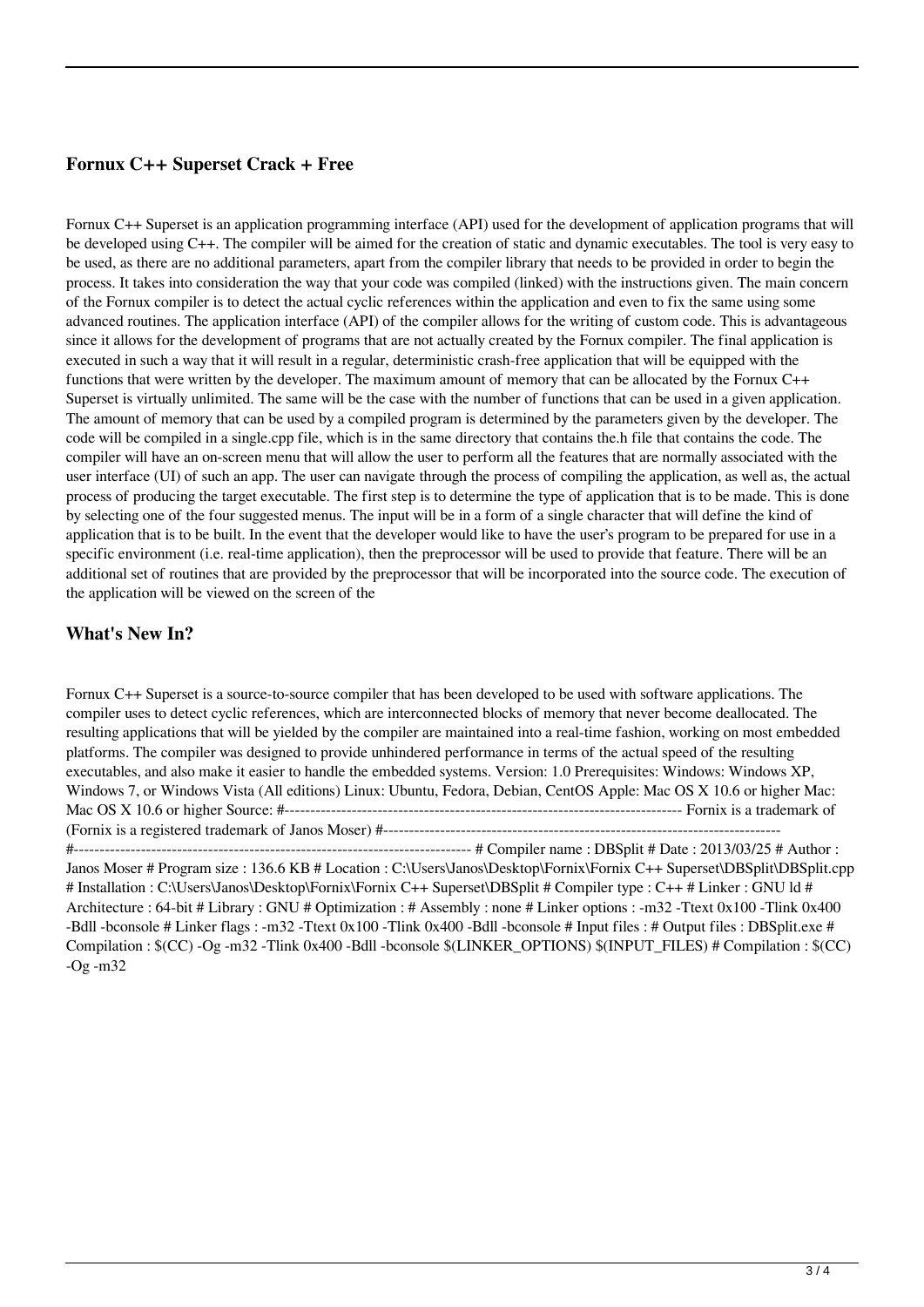## Fornux C++ Superset Crack + Free

Fornux C++ Superset is an application programming interface (API) used for the development of application programs that will be developed using C++. The compiler will be aimed for the creation of static and dynamic executables. The tool is very easy to be used, as there are no additional parameters, apart from the compiler library that needs to be provided in order to begin the process. It takes into consideration the way that your code was compiled (linked) with the instructions given. The main concern of the Fornux compiler is to detect the actual cyclic references within the application and even to fix the same using some advanced routines. The application interface (API) of the compiler allows for the writing of custom code. This is advantageous since it allows for the development of programs that are not actually created by the Fornux compiler. The final application is executed in such a way that it will result in a regular, deterministic crash-free application that will be equipped with the functions that were written by the developer. The maximum amount of memory that can be allocated by the Fornux C++ Superset is virtually unlimited. The same will be the case with the number of functions that can be used in a given application. The amount of memory that can be used by a compiled program is determined by the parameters given by the developer. The code will be compiled in a single.cpp file, which is in the same directory that contains the.h file that contains the code. The compiler will have an on-screen menu that will allow the user to perform all the features that are normally associated with the user interface (UI) of such an app. The user can navigate through the process of compiling the application, as well as, the actual process of producing the target executable. The first step is to determine the type of application that is to be made. This is done by selecting one of the four suggested menus. The input will be in a form of a single character that will define the kind of application that is to be built. In the event that the developer would like to have the user's program to be prepared for use in a specific environment (i.e. real-time application), then the preprocessor will be used to provide that feature. There will be an additional set of routines that are provided by the preprocessor that will be incorporated into the source code. The execution of the application will be viewed on the screen of the

## What's New In?

Fornux C++ Superset is a source-to-source compiler that has been developed to be used with software applications. The compiler uses to detect cyclic references, which are interconnected blocks of memory that never become deallocated. The resulting applications that will be yielded by the compiler are maintained into a real-time fashion, working on most embedded platforms. The compiler was designed to provide unhindered performance in terms of the actual speed of the resulting executables, and also make it easier to handle the embedded systems. Version: 1.0 Prerequisites: Windows: Windows XP, Windows 7, or Windows Vista (All editions) Linux: Ubuntu, Fedora, Debian, CentOS Apple: Mac OS X 10.6 or higher Mac: Mac OS X 10.6 or higher Source: #---------------------------------------------------------------------------- Fornix is a trademark of (Fornix is a registered trademark of Janos Moser) #----------------------------------------------------------------------------
#---------------------------------------------------------------------------- # Compiler name : DBSplit # Date : 2013/03/25 # Author : Janos Moser # Program size : 136.6 KB # Location : C:\Users\Janos\Desktop\Fornix\Fornix C++ Superset\DBSplit\DBSplit.cpp # Installation : C:\Users\Janos\Desktop\Fornix\Fornix C++ Superset\DBSplit # Compiler type : C++ # Linker : GNU ld # Architecture : 64-bit # Library : GNU # Optimization : # Assembly : none # Linker options : -m32 -Ttext 0x100 -Tlink 0x400 -Bdll -bconsole # Linker flags : -m32 -Ttext 0x100 -Tlink 0x400 -Bdll -bconsole # Input files : # Output files : DBSplit.exe # Compilation : $(CC) -Og -m32 -Tlink 0x400 -Bdll -bconsole $(LINKER_OPTIONS) $(INPUT_FILES) # Compilation : $(CC) -Og -m32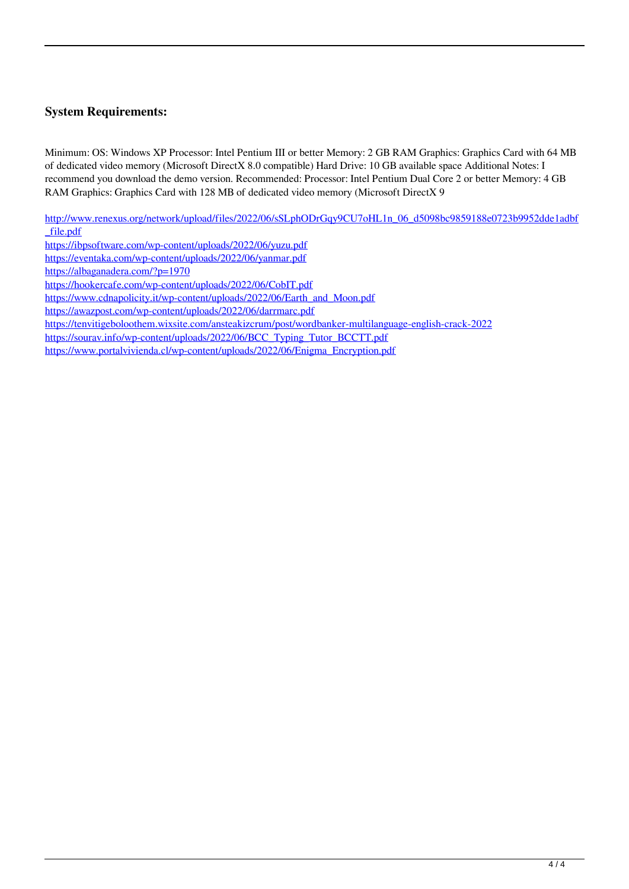## System Requirements:

Minimum: OS: Windows XP Processor: Intel Pentium III or better Memory: 2 GB RAM Graphics: Graphics Card with 64 MB of dedicated video memory (Microsoft DirectX 8.0 compatible) Hard Drive: 10 GB available space Additional Notes: I recommend you download the demo version. Recommended: Processor: Intel Pentium Dual Core 2 or better Memory: 4 GB RAM Graphics: Graphics Card with 128 MB of dedicated video memory (Microsoft DirectX 9

http://www.renexus.org/network/upload/files/2022/06/sSLphODrGqy9CU7oHL1n_06_d5098bc9859188e0723b9952dde1adbf_file.pdf
https://ibpsoftware.com/wp-content/uploads/2022/06/yuzu.pdf
https://eventaka.com/wp-content/uploads/2022/06/yanmar.pdf
https://albaganadera.com/?p=1970
https://hookercafe.com/wp-content/uploads/2022/06/CobIT.pdf
https://www.cdnapolicity.it/wp-content/uploads/2022/06/Earth_and_Moon.pdf
https://awazpost.com/wp-content/uploads/2022/06/darrmarc.pdf
https://tenvitigeboloothem.wixsite.com/ansteakizcrum/post/wordbanker-multilanguage-english-crack-2022
https://sourav.info/wp-content/uploads/2022/06/BCC_Typing_Tutor_BCCTT.pdf
https://www.portalvivienda.cl/wp-content/uploads/2022/06/Enigma_Encryption.pdf